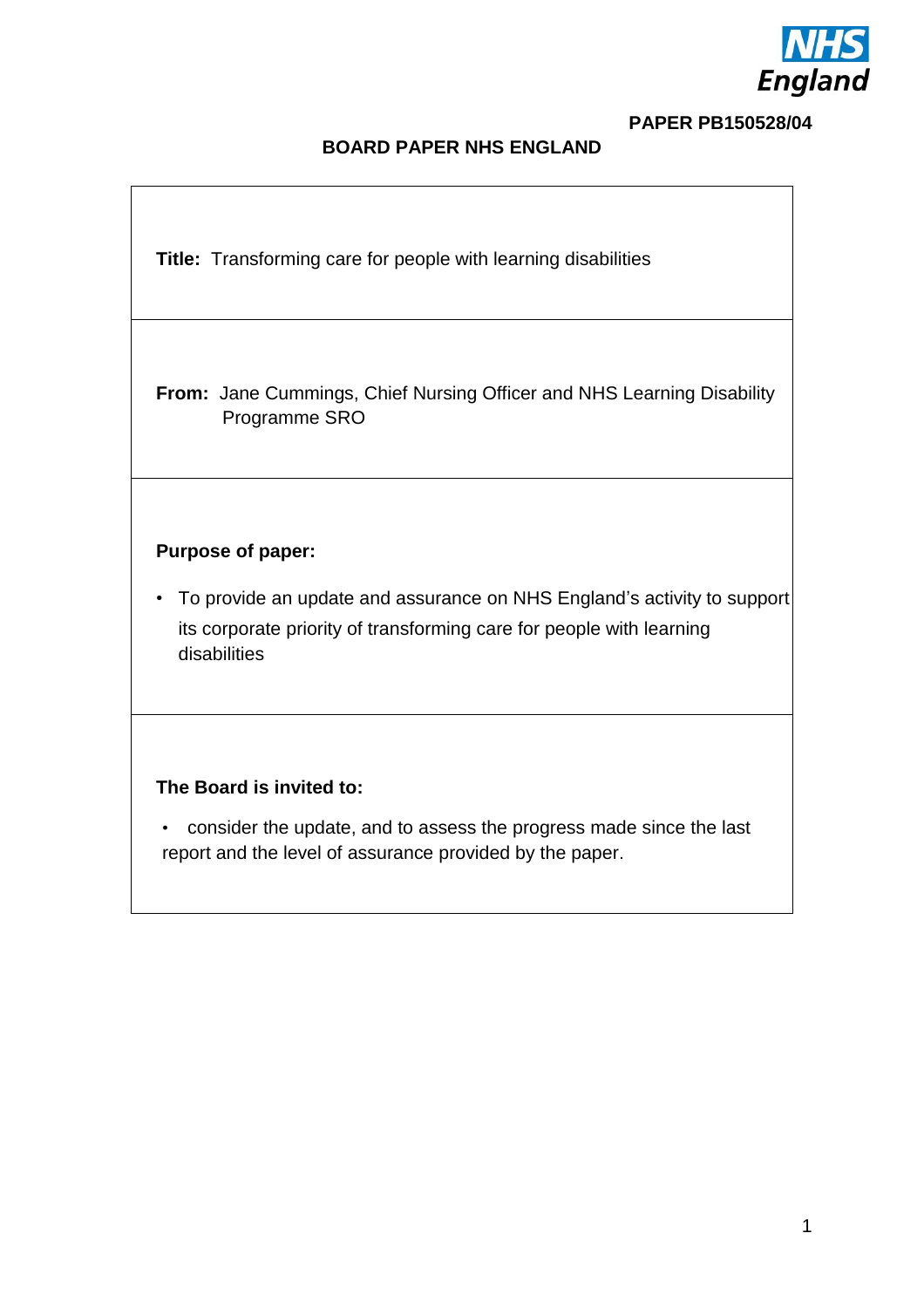**PAPER PB150528/04**

# BOARD PAPER NHS ENGLAND

**Title:** Transforming care for people with learning disabilities

**From:** Jane Cummings, Chief Nursing Officer and NHS Learning Disability Programme SRO

**Purpose of paper:**

- To provide an update and assurance on NHS England's activity to support its corporate priority of transforming care for people with learning disabilities

**The Board is invited to:**

- consider the update, and to assess the progress made since the last report and the level of assurance provided by the paper.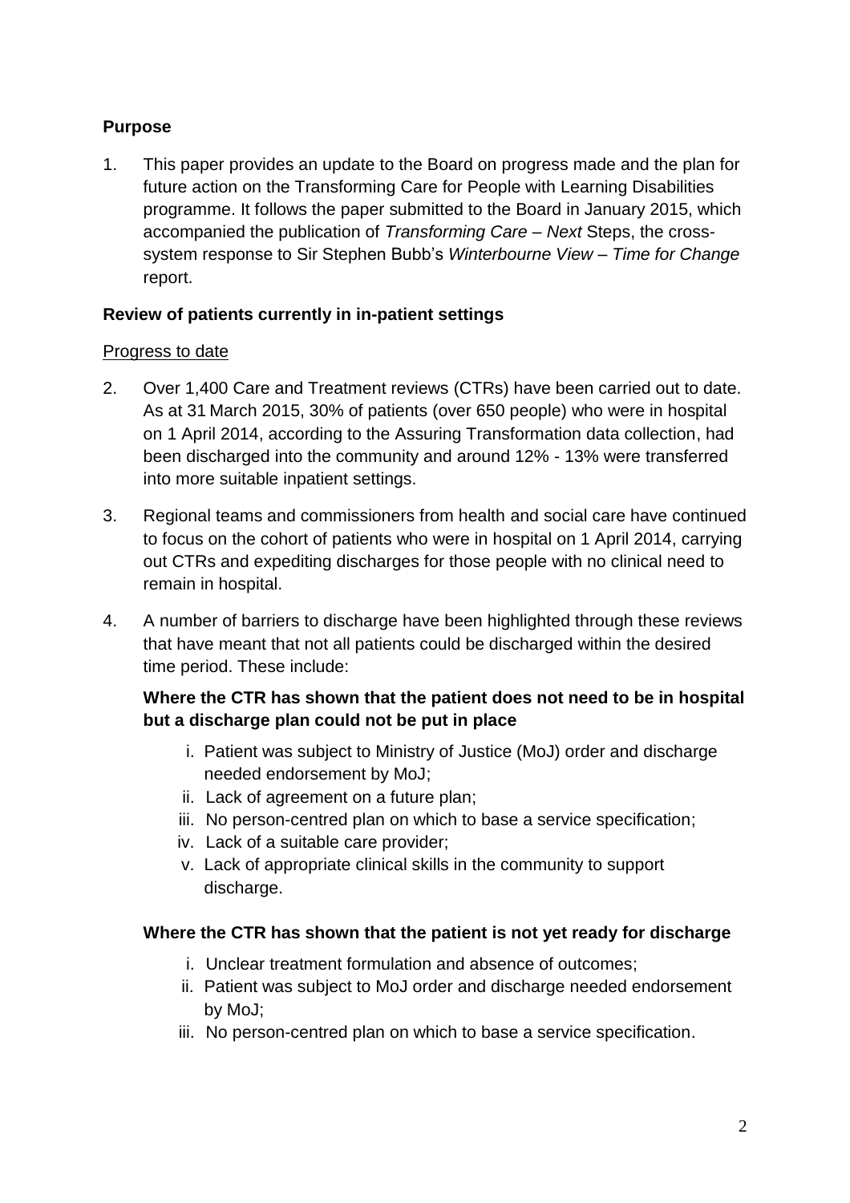## Purpose

1. This paper provides an update to the Board on progress made and the plan for future action on the Transforming Care for People with Learning Disabilities programme. It follows the paper submitted to the Board in January 2015, which accompanied the publication of *Transforming Care – Next* Steps, the cross-system response to Sir Stephen Bubb's *Winterbourne View – Time for Change* report.

## Review of patients currently in in-patient settings

<u>Progress to date</u>

2. Over 1,400 Care and Treatment reviews (CTRs) have been carried out to date. As at 31 March 2015, 30% of patients (over 650 people) who were in hospital on 1 April 2014, according to the Assuring Transformation data collection, had been discharged into the community and around 12% - 13% were transferred into more suitable inpatient settings.

3. Regional teams and commissioners from health and social care have continued to focus on the cohort of patients who were in hospital on 1 April 2014, carrying out CTRs and expediting discharges for those people with no clinical need to remain in hospital.

4. A number of barriers to discharge have been highlighted through these reviews that have meant that not all patients could be discharged within the desired time period. These include:

   **Where the CTR has shown that the patient does not need to be in hospital but a discharge plan could not be put in place**

   i. Patient was subject to Ministry of Justice (MoJ) order and discharge needed endorsement by MoJ;
   ii. Lack of agreement on a future plan;
   iii. No person-centred plan on which to base a service specification;
   iv. Lack of a suitable care provider;
   v. Lack of appropriate clinical skills in the community to support discharge.

   **Where the CTR has shown that the patient is not yet ready for discharge**

   i. Unclear treatment formulation and absence of outcomes;
   ii. Patient was subject to MoJ order and discharge needed endorsement by MoJ;
   iii. No person-centred plan on which to base a service specification.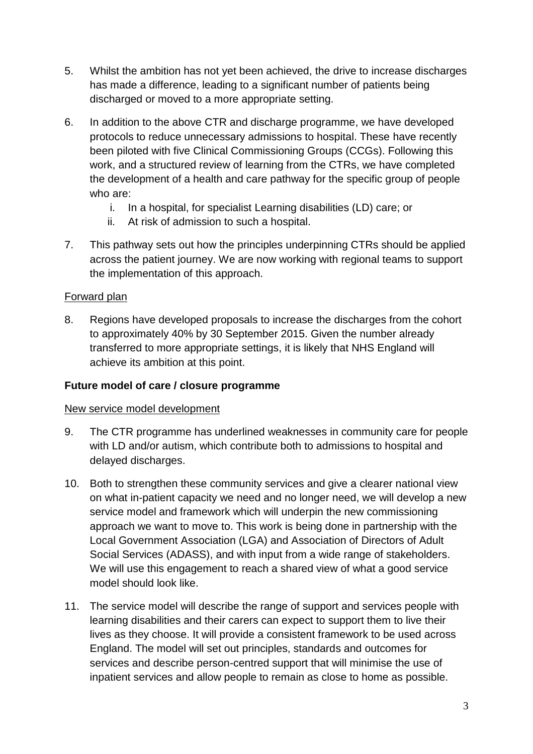5. Whilst the ambition has not yet been achieved, the drive to increase discharges has made a difference, leading to a significant number of patients being discharged or moved to a more appropriate setting.

6. In addition to the above CTR and discharge programme, we have developed protocols to reduce unnecessary admissions to hospital. These have recently been piloted with five Clinical Commissioning Groups (CCGs). Following this work, and a structured review of learning from the CTRs, we have completed the development of a health and care pathway for the specific group of people who are:
   i. In a hospital, for specialist Learning disabilities (LD) care; or
   ii. At risk of admission to such a hospital.

7. This pathway sets out how the principles underpinning CTRs should be applied across the patient journey. We are now working with regional teams to support the implementation of this approach.

Forward plan

8. Regions have developed proposals to increase the discharges from the cohort to approximately 40% by 30 September 2015. Given the number already transferred to more appropriate settings, it is likely that NHS England will achieve its ambition at this point.

**Future model of care / closure programme**

New service model development

9. The CTR programme has underlined weaknesses in community care for people with LD and/or autism, which contribute both to admissions to hospital and delayed discharges.

10. Both to strengthen these community services and give a clearer national view on what in-patient capacity we need and no longer need, we will develop a new service model and framework which will underpin the new commissioning approach we want to move to. This work is being done in partnership with the Local Government Association (LGA) and Association of Directors of Adult Social Services (ADASS), and with input from a wide range of stakeholders. We will use this engagement to reach a shared view of what a good service model should look like.

11. The service model will describe the range of support and services people with learning disabilities and their carers can expect to support them to live their lives as they choose. It will provide a consistent framework to be used across England. The model will set out principles, standards and outcomes for services and describe person-centred support that will minimise the use of inpatient services and allow people to remain as close to home as possible.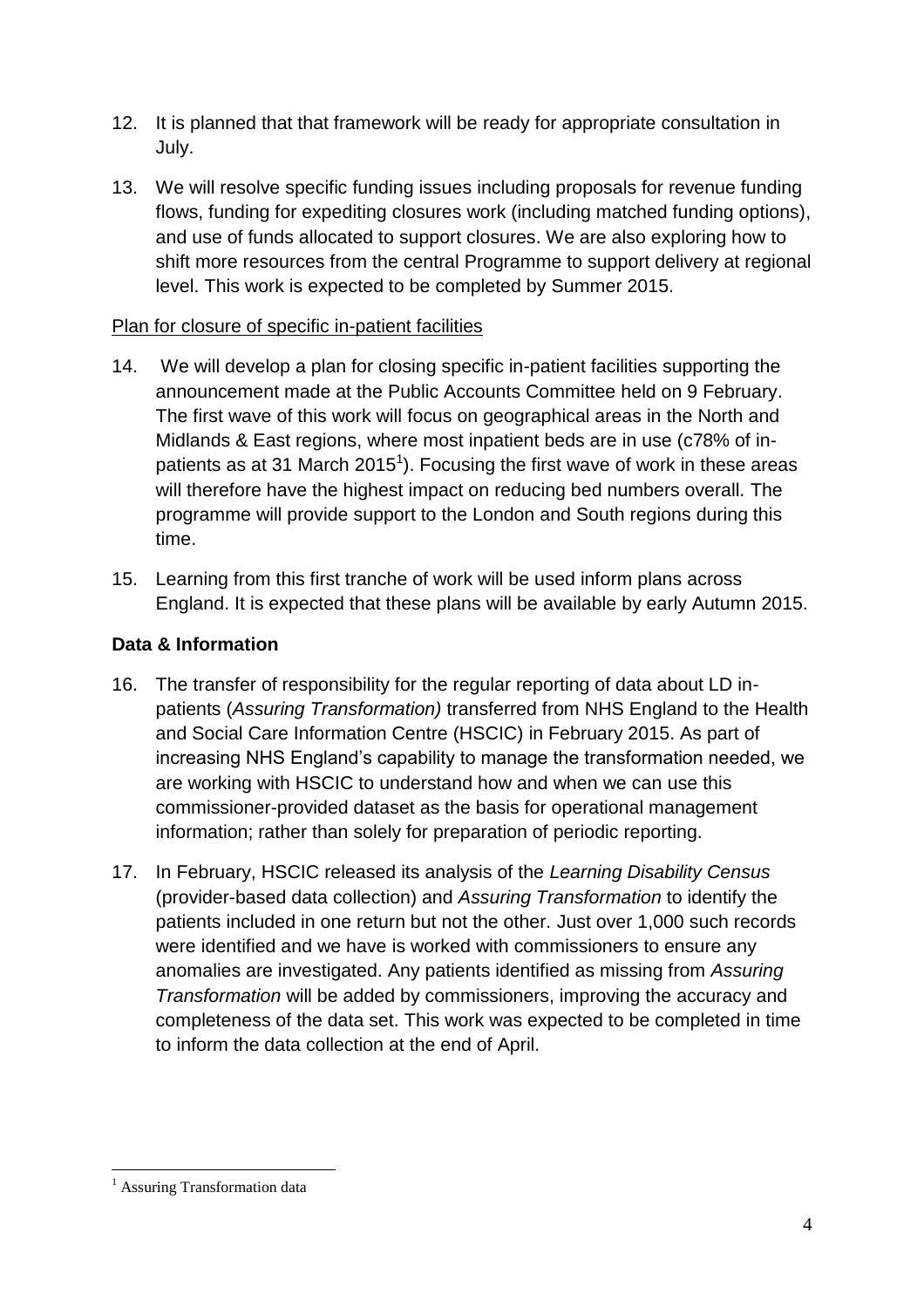12. It is planned that that framework will be ready for appropriate consultation in July.

13. We will resolve specific funding issues including proposals for revenue funding flows, funding for expediting closures work (including matched funding options), and use of funds allocated to support closures. We are also exploring how to shift more resources from the central Programme to support delivery at regional level. This work is expected to be completed by Summer 2015.

<u>Plan for closure of specific in-patient facilities</u>

14. We will develop a plan for closing specific in-patient facilities supporting the announcement made at the Public Accounts Committee held on 9 February. The first wave of this work will focus on geographical areas in the North and Midlands & East regions, where most inpatient beds are in use (c78% of in-patients as at 31 March 2015[1]). Focusing the first wave of work in these areas will therefore have the highest impact on reducing bed numbers overall. The programme will provide support to the London and South regions during this time.

15. Learning from this first tranche of work will be used inform plans across England. It is expected that these plans will be available by early Autumn 2015.

**Data & Information**

16. The transfer of responsibility for the regular reporting of data about LD in-patients (*Assuring Transformation)* transferred from NHS England to the Health and Social Care Information Centre (HSCIC) in February 2015. As part of increasing NHS England's capability to manage the transformation needed, we are working with HSCIC to understand how and when we can use this commissioner-provided dataset as the basis for operational management information; rather than solely for preparation of periodic reporting.

17. In February, HSCIC released its analysis of the *Learning Disability Census* (provider-based data collection) and *Assuring Transformation* to identify the patients included in one return but not the other. Just over 1,000 such records were identified and we have is worked with commissioners to ensure any anomalies are investigated. Any patients identified as missing from *Assuring Transformation* will be added by commissioners, improving the accuracy and completeness of the data set. This work was expected to be completed in time to inform the data collection at the end of April.

---

[1] Assuring Transformation data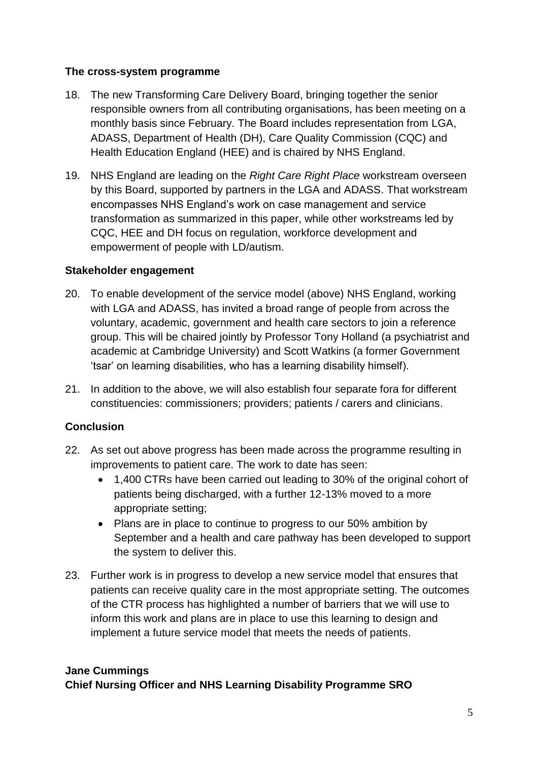### The cross-system programme

18. The new Transforming Care Delivery Board, bringing together the senior responsible owners from all contributing organisations, has been meeting on a monthly basis since February. The Board includes representation from LGA, ADASS, Department of Health (DH), Care Quality Commission (CQC) and Health Education England (HEE) and is chaired by NHS England.

19. NHS England are leading on the *Right Care Right Place* workstream overseen by this Board, supported by partners in the LGA and ADASS. That workstream encompasses NHS England's work on case management and service transformation as summarized in this paper, while other workstreams led by CQC, HEE and DH focus on regulation, workforce development and empowerment of people with LD/autism.

### Stakeholder engagement

20. To enable development of the service model (above) NHS England, working with LGA and ADASS, has invited a broad range of people from across the voluntary, academic, government and health care sectors to join a reference group. This will be chaired jointly by Professor Tony Holland (a psychiatrist and academic at Cambridge University) and Scott Watkins (a former Government 'tsar' on learning disabilities, who has a learning disability himself).

21. In addition to the above, we will also establish four separate fora for different constituencies: commissioners; providers; patients / carers and clinicians.

### Conclusion

22. As set out above progress has been made across the programme resulting in improvements to patient care. The work to date has seen:
    - 1,400 CTRs have been carried out leading to 30% of the original cohort of patients being discharged, with a further 12-13% moved to a more appropriate setting;
    - Plans are in place to continue to progress to our 50% ambition by September and a health and care pathway has been developed to support the system to deliver this.

23. Further work is in progress to develop a new service model that ensures that patients can receive quality care in the most appropriate setting. The outcomes of the CTR process has highlighted a number of barriers that we will use to inform this work and plans are in place to use this learning to design and implement a future service model that meets the needs of patients.

**Jane Cummings**
**Chief Nursing Officer and NHS Learning Disability Programme SRO**